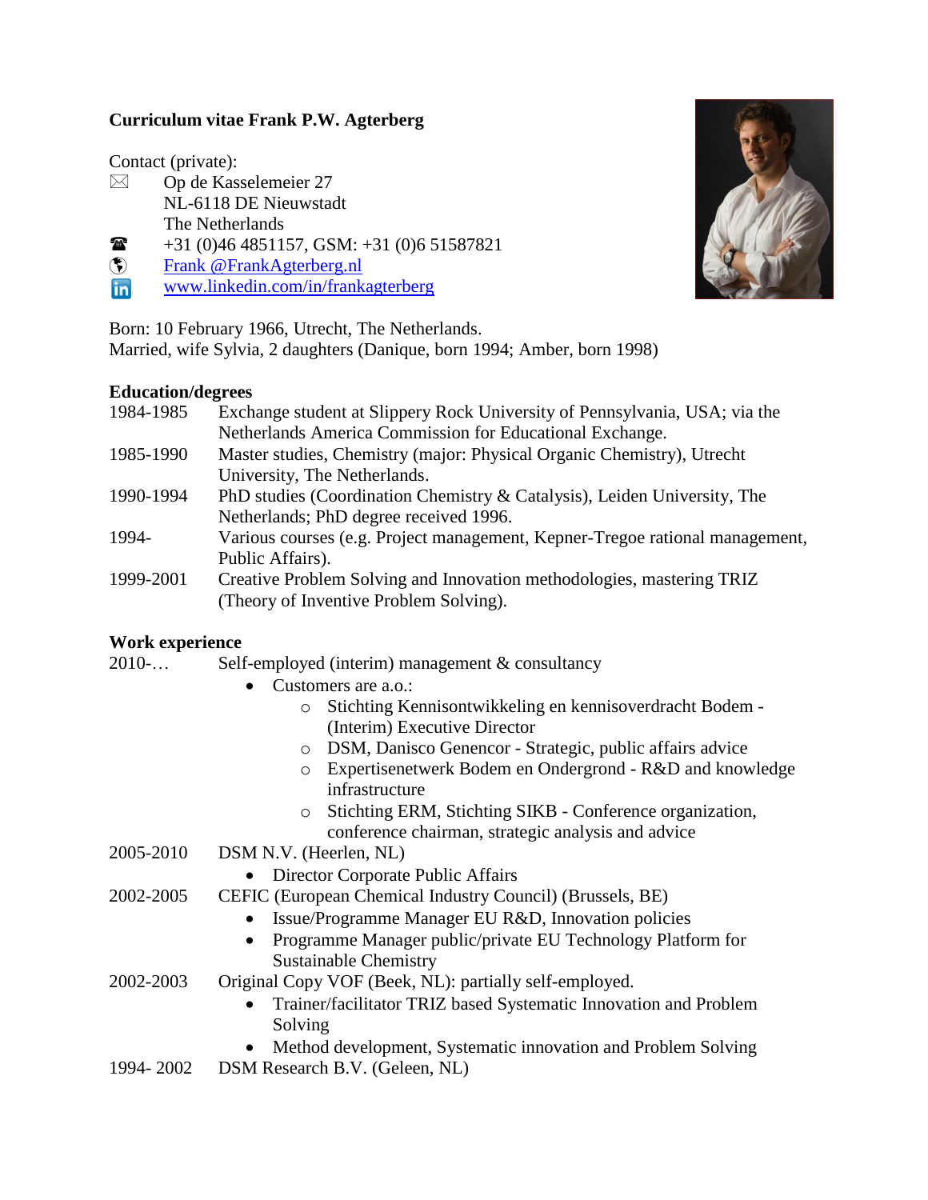**Curriculum vitae Frank P.W. Agterberg**

Contact (private):

Op de Kasselemeier 27
NL-6118 DE Nieuwstadt
The Netherlands

+31 (0)46 4851157, GSM: +31 (0)6 51587821

Frank @FrankAgterberg.nl

www.linkedin.com/in/frankagterberg

Born: 10 February 1966, Utrecht, The Netherlands.
Married, wife Sylvia, 2 daughters (Danique, born 1994; Amber, born 1998)

**Education/degrees**

| | |
|---|---|
| 1984-1985 | Exchange student at Slippery Rock University of Pennsylvania, USA; via the Netherlands America Commission for Educational Exchange. |
| 1985-1990 | Master studies, Chemistry (major: Physical Organic Chemistry), Utrecht University, The Netherlands. |
| 1990-1994 | PhD studies (Coordination Chemistry & Catalysis), Leiden University, The Netherlands; PhD degree received 1996. |
| 1994- | Various courses (e.g. Project management, Kepner-Tregoe rational management, Public Affairs). |
| 1999-2001 | Creative Problem Solving and Innovation methodologies, mastering TRIZ (Theory of Inventive Problem Solving). |

**Work experience**

2010-… Self-employed (interim) management & consultancy

- Customers are a.o.:
  - Stichting Kennisontwikkeling en kennisoverdracht Bodem - (Interim) Executive Director
  - DSM, Danisco Genencor - Strategic, public affairs advice
  - Expertisenetwerk Bodem en Ondergrond - R&D and knowledge infrastructure
  - Stichting ERM, Stichting SIKB - Conference organization, conference chairman, strategic analysis and advice

2005-2010 DSM N.V. (Heerlen, NL)

- Director Corporate Public Affairs

2002-2005 CEFIC (European Chemical Industry Council) (Brussels, BE)

- Issue/Programme Manager EU R&D, Innovation policies
- Programme Manager public/private EU Technology Platform for Sustainable Chemistry

2002-2003 Original Copy VOF (Beek, NL): partially self-employed.

- Trainer/facilitator TRIZ based Systematic Innovation and Problem Solving
- Method development, Systematic innovation and Problem Solving

1994- 2002 DSM Research B.V. (Geleen, NL)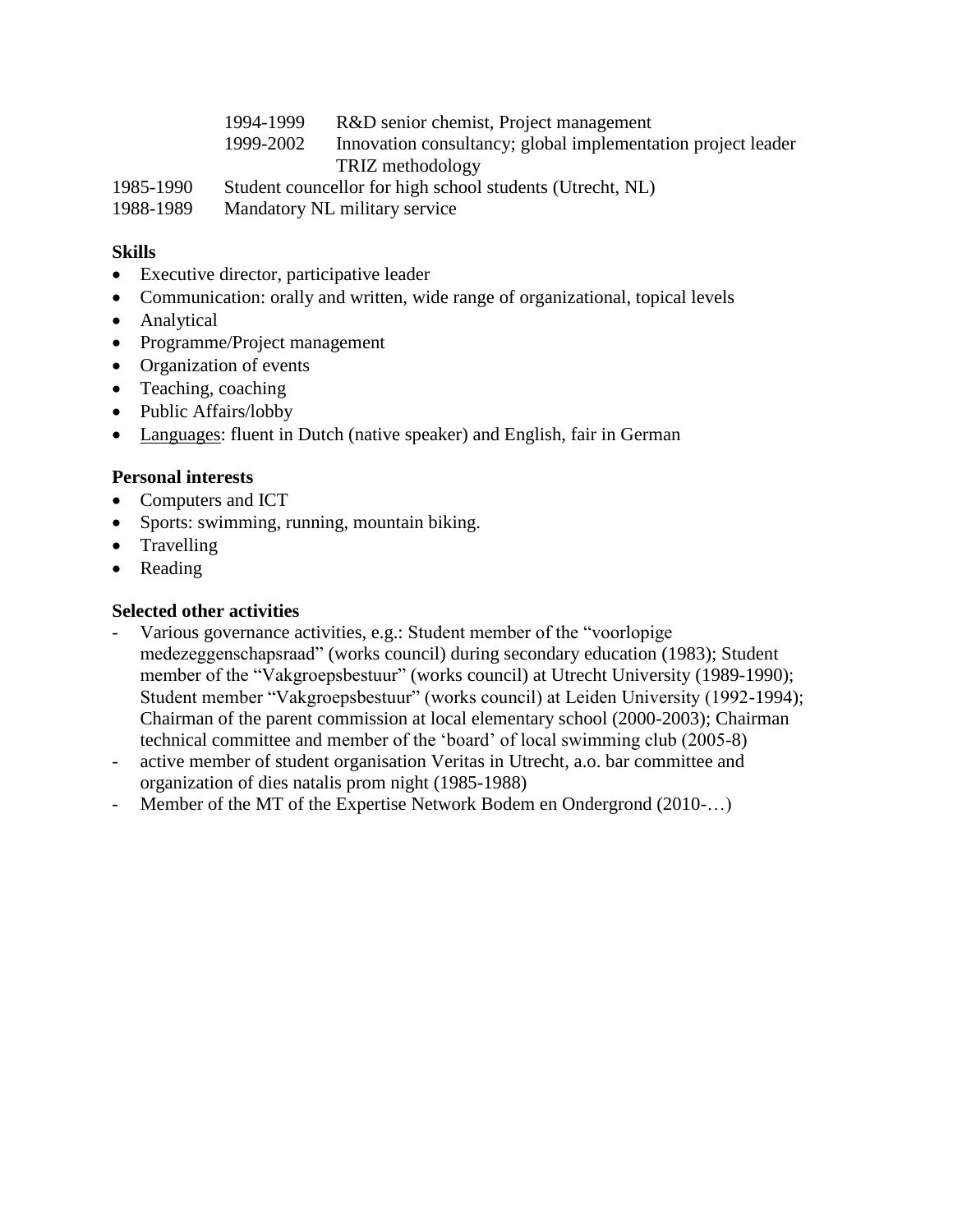1994-1999 R&D senior chemist, Project management
1999-2002 Innovation consultancy; global implementation project leader TRIZ methodology

1985-1990 Student councellor for high school students (Utrecht, NL)
1988-1989 Mandatory NL military service

**Skills**

- Executive director, participative leader
- Communication: orally and written, wide range of organizational, topical levels
- Analytical
- Programme/Project management
- Organization of events
- Teaching, coaching
- Public Affairs/lobby
- Languages: fluent in Dutch (native speaker) and English, fair in German

**Personal interests**

- Computers and ICT
- Sports: swimming, running, mountain biking.
- Travelling
- Reading

**Selected other activities**

- Various governance activities, e.g.: Student member of the "voorlopige medezeggenschapsraad" (works council) during secondary education (1983); Student member of the "Vakgroepsbestuur" (works council) at Utrecht University (1989-1990); Student member "Vakgroepsbestuur" (works council) at Leiden University (1992-1994); Chairman of the parent commission at local elementary school (2000-2003); Chairman technical committee and member of the 'board' of local swimming club (2005-8)
- active member of student organisation Veritas in Utrecht, a.o. bar committee and organization of dies natalis prom night (1985-1988)
- Member of the MT of the Expertise Network Bodem en Ondergrond (2010-…)